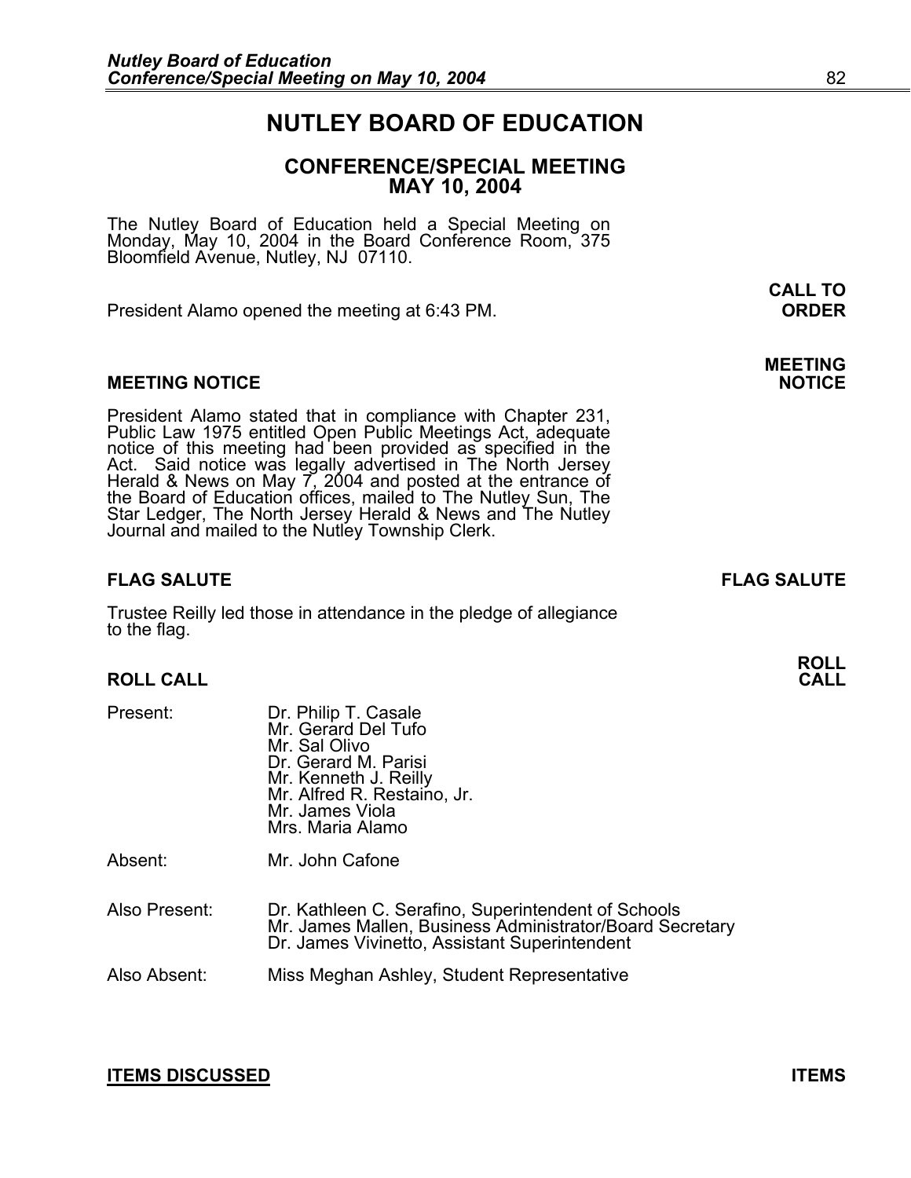# NUTLEY BOARD OF EDUCATION

## CONFERENCE/SPECIAL MEETING
## MAY 10, 2004

The Nutley Board of Education held a Special Meeting on Monday, May 10, 2004 in the Board Conference Room, 375 Bloomfield Avenue, Nutley, NJ 07110.

**CALL TO ORDER**

President Alamo opened the meeting at 6:43 PM.

### MEETING NOTICE

President Alamo stated that in compliance with Chapter 231, Public Law 1975 entitled Open Public Meetings Act, adequate notice of this meeting had been provided as specified in the Act. Said notice was legally advertised in The North Jersey Herald & News on May 7, 2004 and posted at the entrance of the Board of Education offices, mailed to The Nutley Sun, The Star Ledger, The North Jersey Herald & News and The Nutley Journal and mailed to the Nutley Township Clerk.

### FLAG SALUTE

Trustee Reilly led those in attendance in the pledge of allegiance to the flag.

### ROLL CALL

| | |
|---|---|
| Present: | Dr. Philip T. Casale<br>Mr. Gerard Del Tufo<br>Mr. Sal Olivo<br>Dr. Gerard M. Parisi<br>Mr. Kenneth J. Reilly<br>Mr. Alfred R. Restaino, Jr.<br>Mr. James Viola<br>Mrs. Maria Alamo |
| Absent: | Mr. John Cafone |
| Also Present: | Dr. Kathleen C. Serafino, Superintendent of Schools<br>Mr. James Mallen, Business Administrator/Board Secretary<br>Dr. James Vivinetto, Assistant Superintendent |
| Also Absent: | Miss Meghan Ashley, Student Representative |

### <u>ITEMS DISCUSSED</u>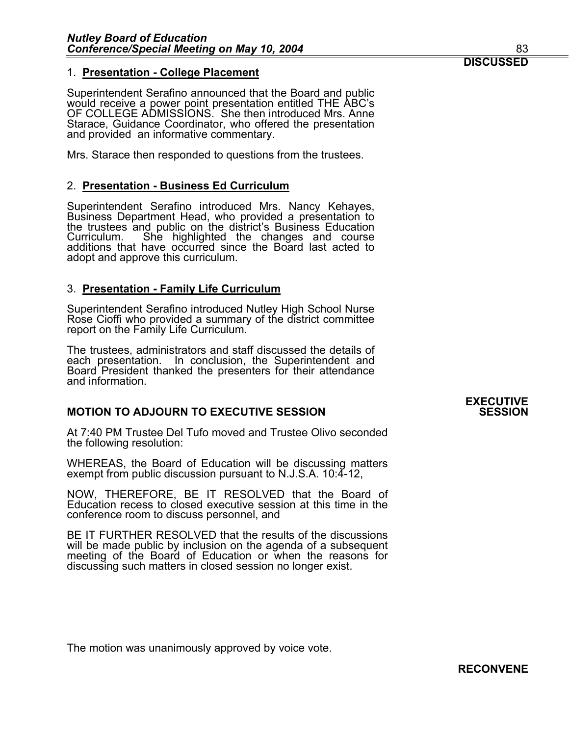**DISCUSSED**

1. **Presentation - College Placement**

Superintendent Serafino announced that the Board and public would receive a power point presentation entitled THE ABC's OF COLLEGE ADMISSIONS. She then introduced Mrs. Anne Starace, Guidance Coordinator, who offered the presentation and provided an informative commentary.

Mrs. Starace then responded to questions from the trustees.

2. **Presentation - Business Ed Curriculum**

Superintendent Serafino introduced Mrs. Nancy Kehayes, Business Department Head, who provided a presentation to the trustees and public on the district's Business Education Curriculum. She highlighted the changes and course additions that have occurred since the Board last acted to adopt and approve this curriculum.

3. **Presentation - Family Life Curriculum**

Superintendent Serafino introduced Nutley High School Nurse Rose Cioffi who provided a summary of the district committee report on the Family Life Curriculum.

The trustees, administrators and staff discussed the details of each presentation. In conclusion, the Superintendent and Board President thanked the presenters for their attendance and information.

**EXECUTIVE SESSION**

**MOTION TO ADJOURN TO EXECUTIVE SESSION**

At 7:40 PM Trustee Del Tufo moved and Trustee Olivo seconded the following resolution:

WHEREAS, the Board of Education will be discussing matters exempt from public discussion pursuant to N.J.S.A. 10:4-12,

NOW, THEREFORE, BE IT RESOLVED that the Board of Education recess to closed executive session at this time in the conference room to discuss personnel, and

BE IT FURTHER RESOLVED that the results of the discussions will be made public by inclusion on the agenda of a subsequent meeting of the Board of Education or when the reasons for discussing such matters in closed session no longer exist.

The motion was unanimously approved by voice vote.

**RECONVENE**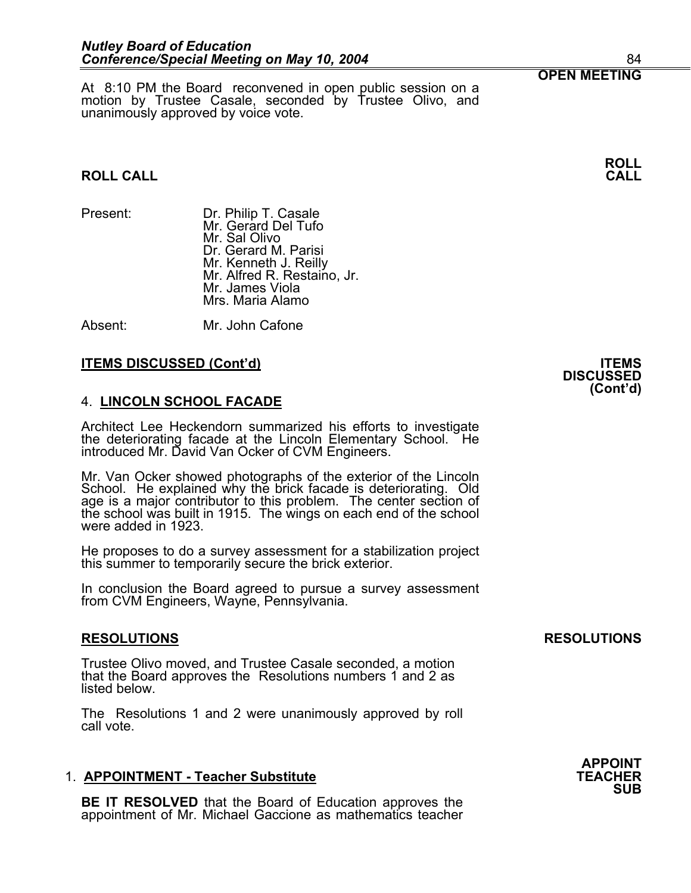**OPEN MEETING**

At 8:10 PM the Board reconvened in open public session on a motion by Trustee Casale, seconded by Trustee Olivo, and unanimously approved by voice vote.

**ROLL CALL**

## ROLL CALL

Present: Dr. Philip T. Casale
Mr. Gerard Del Tufo
Mr. Sal Olivo
Dr. Gerard M. Parisi
Mr. Kenneth J. Reilly
Mr. Alfred R. Restaino, Jr.
Mr. James Viola
Mrs. Maria Alamo

Absent: Mr. John Cafone

**ITEMS DISCUSSED (Cont'd)**

## ITEMS DISCUSSED (Cont'd)

### 4. LINCOLN SCHOOL FACADE

Architect Lee Heckendorn summarized his efforts to investigate the deteriorating facade at the Lincoln Elementary School. He introduced Mr. David Van Ocker of CVM Engineers.

Mr. Van Ocker showed photographs of the exterior of the Lincoln School. He explained why the brick facade is deteriorating. Old age is a major contributor to this problem. The center section of the school was built in 1915. The wings on each end of the school were added in 1923.

He proposes to do a survey assessment for a stabilization project this summer to temporarily secure the brick exterior.

In conclusion the Board agreed to pursue a survey assessment from CVM Engineers, Wayne, Pennsylvania.

**RESOLUTIONS**

## RESOLUTIONS

Trustee Olivo moved, and Trustee Casale seconded, a motion that the Board approves the Resolutions numbers 1 and 2 as listed below.

The Resolutions 1 and 2 were unanimously approved by roll call vote.

**APPOINT TEACHER SUB**

### 1. APPOINTMENT - Teacher Substitute

**BE IT RESOLVED** that the Board of Education approves the appointment of Mr. Michael Gaccione as mathematics teacher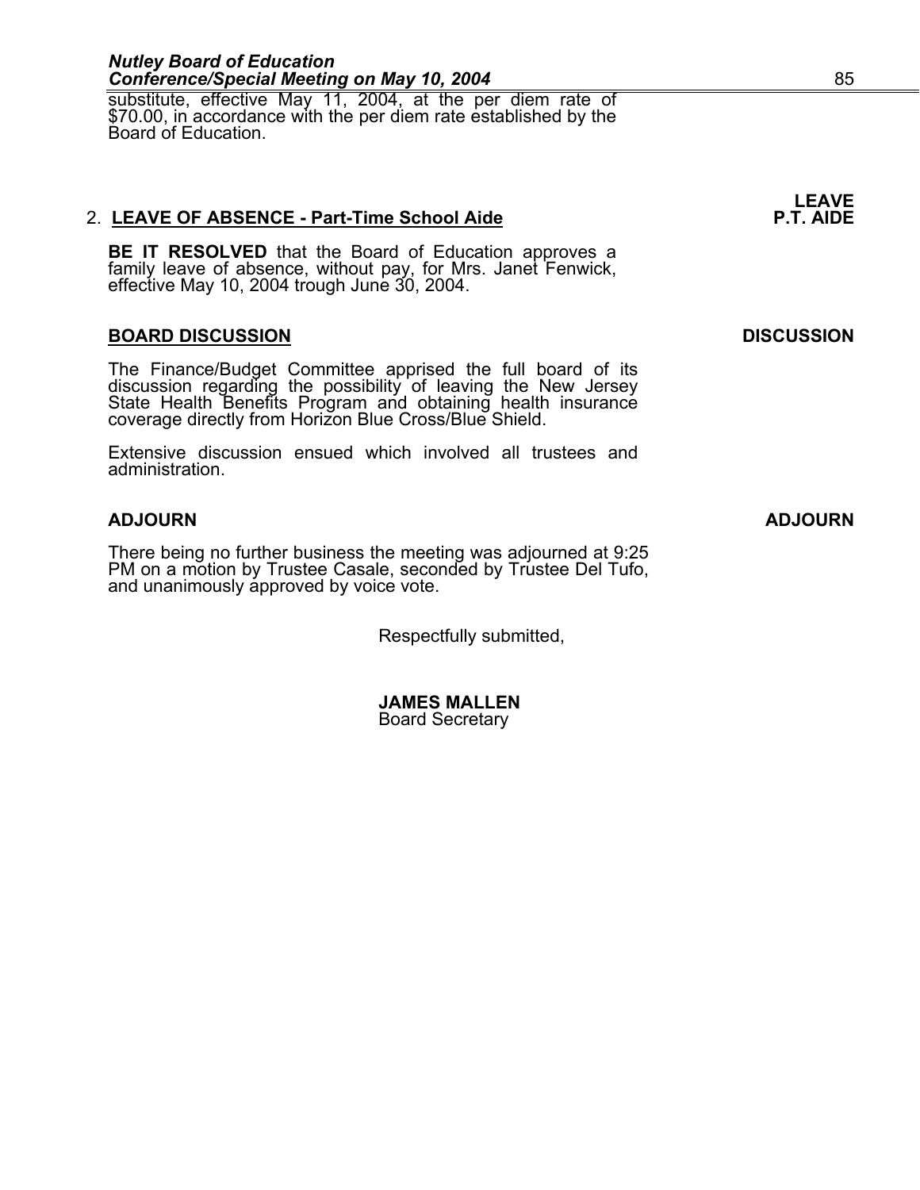substitute, effective May 11, 2004, at the per diem rate of $70.00, in accordance with the per diem rate established by the Board of Education.

**LEAVE P.T. AIDE**

2. **LEAVE OF ABSENCE - Part-Time School Aide**

   **BE IT RESOLVED** that the Board of Education approves a family leave of absence, without pay, for Mrs. Janet Fenwick, effective May 10, 2004 trough June 30, 2004.

## BOARD DISCUSSION

**DISCUSSION**

The Finance/Budget Committee apprised the full board of its discussion regarding the possibility of leaving the New Jersey State Health Benefits Program and obtaining health insurance coverage directly from Horizon Blue Cross/Blue Shield.

Extensive discussion ensued which involved all trustees and administration.

## ADJOURN

**ADJOURN**

There being no further business the meeting was adjourned at 9:25 PM on a motion by Trustee Casale, seconded by Trustee Del Tufo, and unanimously approved by voice vote.

Respectfully submitted,

**JAMES MALLEN**
Board Secretary